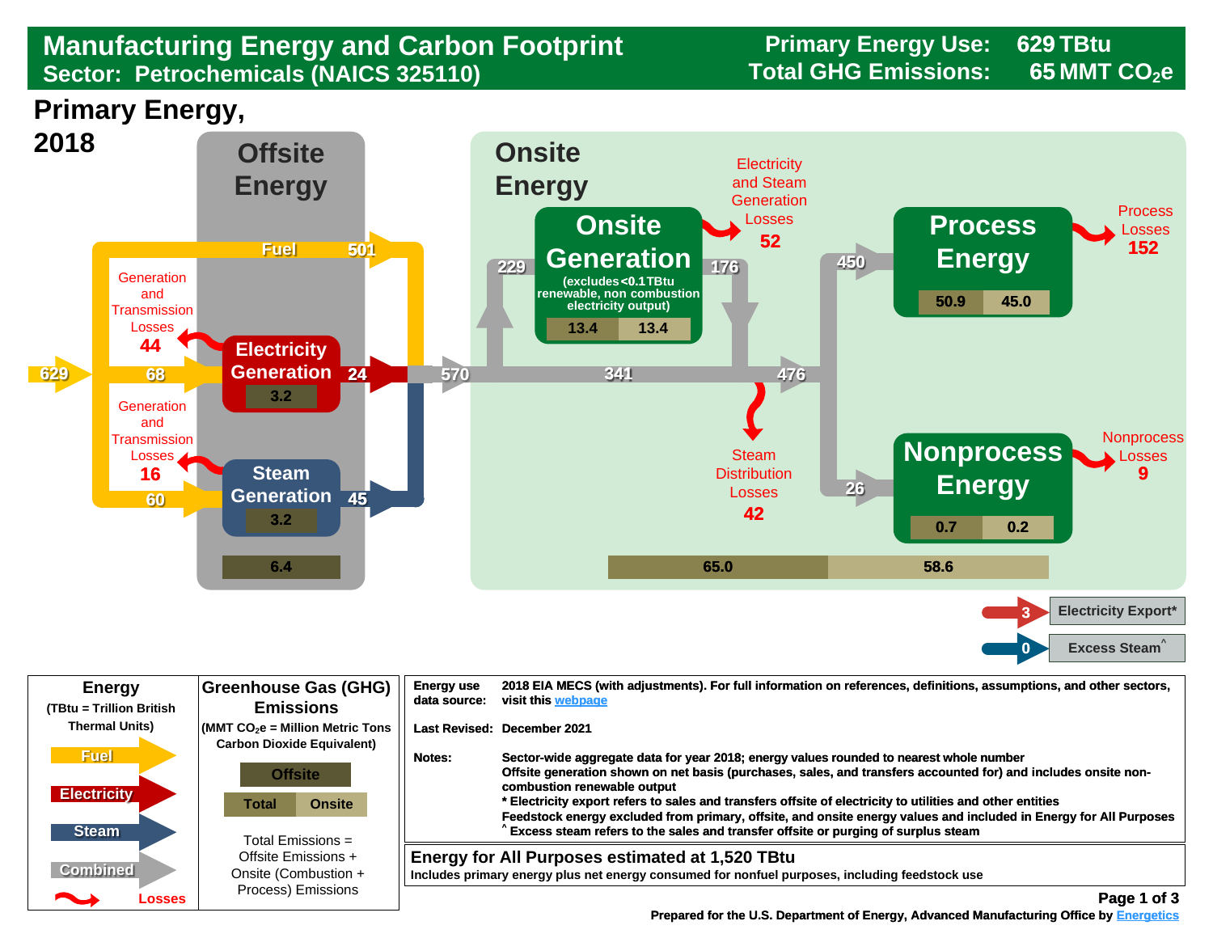# Manufacturing Energy and Carbon Footprint

## Sector: Petrochemicals (NAICS 325110)

**Primary Energy Use:** 629 TBtu

**Total GHG Emissions:** 65 MMT $CO_2e$

## Primary Energy, 2018

### Offsite Energy

- Primary energy input: 629
- Fuel: 501
- Fuel to Electricity Generation: 68
- Fuel to Steam Generation: 60
- **Electricity Generation**: 24 (emissions 3.2)
  - Generation and Transmission Losses: 44
- **Steam Generation**: 45 (emissions 3.2)
  - Generation and Transmission Losses: 16
- Offsite emissions: 6.4

### Onsite Energy

- Combined: 570
- To Onsite Generation: 229
- **Onsite Generation** (excludes <0.1 TBtu renewable, non combustion electricity output): 176
  - Emissions: 13.4 (Total) | 13.4 (Onsite)
  - Electricity and Steam Generation Losses: 52
- Direct: 341
- Steam Distribution Losses: 42
- Combined: 476
- To Process Energy: 450
- **Process Energy**: 50.9 (Total) | 45.0 (Onsite)
  - Process Losses: 152
- To Nonprocess Energy: 26
- **Nonprocess Energy**: 0.7 (Total) | 0.2 (Onsite)
  - Nonprocess Losses: 9
- Total emissions: 65.0 (Total) | 58.6 (Onsite)

- Electricity Export*: 3
- Excess Steam^: 0

| Energy (TBtu = Trillion British Thermal Units) | Greenhouse Gas (GHG) Emissions ($MMT CO_2e$ = Million Metric Tons Carbon Dioxide Equivalent) |
|---|---|
| Fuel | Offsite |
| Electricity | Total / Onsite |
| Steam | Total Emissions = Offsite Emissions + Onsite (Combustion + Process) Emissions |
| Combined | |
| Losses | |

**Energy use data source:** 2018 EIA MECS (with adjustments). For full information on references, definitions, assumptions, and other sectors, visit this webpage

**Last Revised:** December 2021

**Notes:**
Sector-wide aggregate data for year 2018; energy values rounded to nearest whole number
Offsite generation shown on net basis (purchases, sales, and transfers accounted for) and includes onsite non-combustion renewable output
\* Electricity export refers to sales and transfers offsite of electricity to utilities and other entities
Feedstock energy excluded from primary, offsite, and onsite energy values and included in Energy for All Purposes
^ Excess steam refers to the sales and transfer offsite or purging of surplus steam

**Energy for All Purposes estimated at 1,520 TBtu**
Includes primary energy plus net energy consumed for nonfuel purposes, including feedstock use

Prepared for the U.S. Department of Energy, Advanced Manufacturing Office by Energetics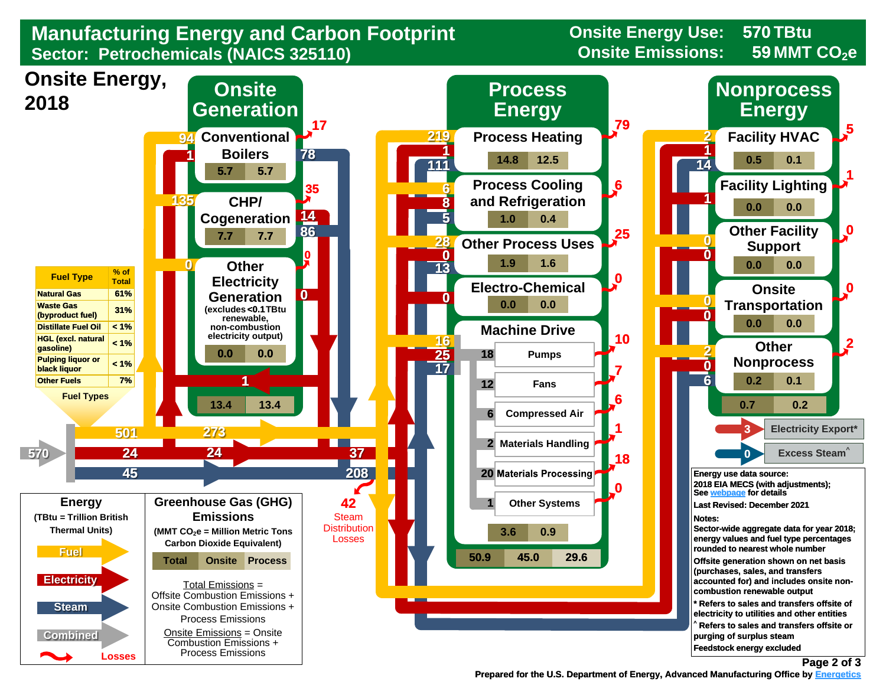# Manufacturing Energy and Carbon Footprint

## Sector: Petrochemicals (NAICS 325110)

**Onsite Energy Use:** 570 TBtu
**Onsite Emissions:** 59 MMT $CO_2e$

## Onsite Energy, 2018

| Fuel Type | % of Total |
| --- | --- |
| Natural Gas | 61% |
| Waste Gas (byproduct fuel) | 31% |
| Distillate Fuel Oil | < 1% |
| HGL (excl. natural gasoline) | < 1% |
| Pulping liquor or black liquor | < 1% |
| Other Fuels | 7% |

Fuel Types

570 (Combined) → Fuel 501; Electricity 24; Steam 45

Fuel 273 and Electricity 24 flow onward; Electricity 37 and Steam 208 reach end uses; 42 Steam Distribution Losses

### Onsite Generation

| Unit | Fuel in | Electricity in | Steam out | Electricity out | Losses | Emissions (Total / Onsite) |
| --- | --- | --- | --- | --- | --- | --- |
| Conventional Boilers | 94 | 1 | 78 | | 17 | 5.7 / 5.7 |
| CHP/ Cogeneration | 135 | | 86 | 14 | 35 | 7.7 / 7.7 |
| Other Electricity Generation (excludes <0.1 TBtu renewable, non-combustion electricity output) | 0 | | | 0 | 0 | 0.0 / 0.0 |
| **Total** | | | | | | **13.4 / 13.4** |

Electricity to onsite generation: 1

### Process Energy

| End Use | Fuel | Electricity | Steam | Losses | Emissions (Total / Onsite) |
| --- | --- | --- | --- | --- | --- |
| Process Heating | 219 | 1 | 111 | 79 | 14.8 / 12.5 |
| Process Cooling and Refrigeration | 6 | 8 | 5 | 6 | 1.0 / 0.4 |
| Other Process Uses | 28 | 0 | 13 | 25 | 1.9 / 1.6 |
| Electro-Chemical | | 0 | | 0 | 0.0 / 0.0 |
| Machine Drive | 16 | 25 | 17 | | 3.6 / 0.9 |
| **Total** | | | | | **50.9 / 45.0 / 29.6** |

Machine Drive breakdown:

| Machine Drive | Energy | Losses |
| --- | --- | --- |
| Pumps | 18 | 10 |
| Fans | 12 | 7 |
| Compressed Air | 6 | 6 |
| Materials Handling | 2 | 1 |
| Materials Processing | 20 | 18 |
| Other Systems | 1 | 0 |

### Nonprocess Energy

| End Use | Fuel | Electricity | Steam | Losses | Emissions (Total / Onsite) |
| --- | --- | --- | --- | --- | --- |
| Facility HVAC | 2 | 1 | 14 | 5 | 0.5 / 0.1 |
| Facility Lighting | | 1 | | 1 | 0.0 / 0.0 |
| Other Facility Support | 0 | 0 | | 0 | 0.0 / 0.0 |
| Onsite Transportation | 0 | 0 | | 0 | 0.0 / 0.0 |
| Other Nonprocess | 2 | 0 | 6 | 2 | 0.2 / 0.1 |
| **Total** | | | | | **0.7 / 0.2** |

Electricity Export*: 3
Excess Steam^: 0

### Key

**Energy** (TBtu = Trillion British Thermal Units): Fuel, Electricity, Steam, Combined, Losses

**Greenhouse Gas (GHG) Emissions** (MMT $CO_2e$ = Million Metric Tons Carbon Dioxide Equivalent): Total | Onsite | Process

Total Emissions = Offsite Combustion Emissions + Onsite Combustion Emissions + Process Emissions

Onsite Emissions = Onsite Combustion Emissions + Process Emissions

**Energy use data source:**
2018 EIA MECS (with adjustments);
See webpage for details

Last Revised: December 2021

**Notes:**
Sector-wide aggregate data for year 2018; energy values and fuel type percentages rounded to nearest whole number

Offsite generation shown on net basis (purchases, sales, and transfers accounted for) and includes onsite non-combustion renewable output

* Refers to sales and transfers offsite of electricity to utilities and other entities

^ Refers to sales and transfers offsite or purging of surplus steam

Feedstock energy excluded

Prepared for the U.S. Department of Energy, Advanced Manufacturing Office by Energetics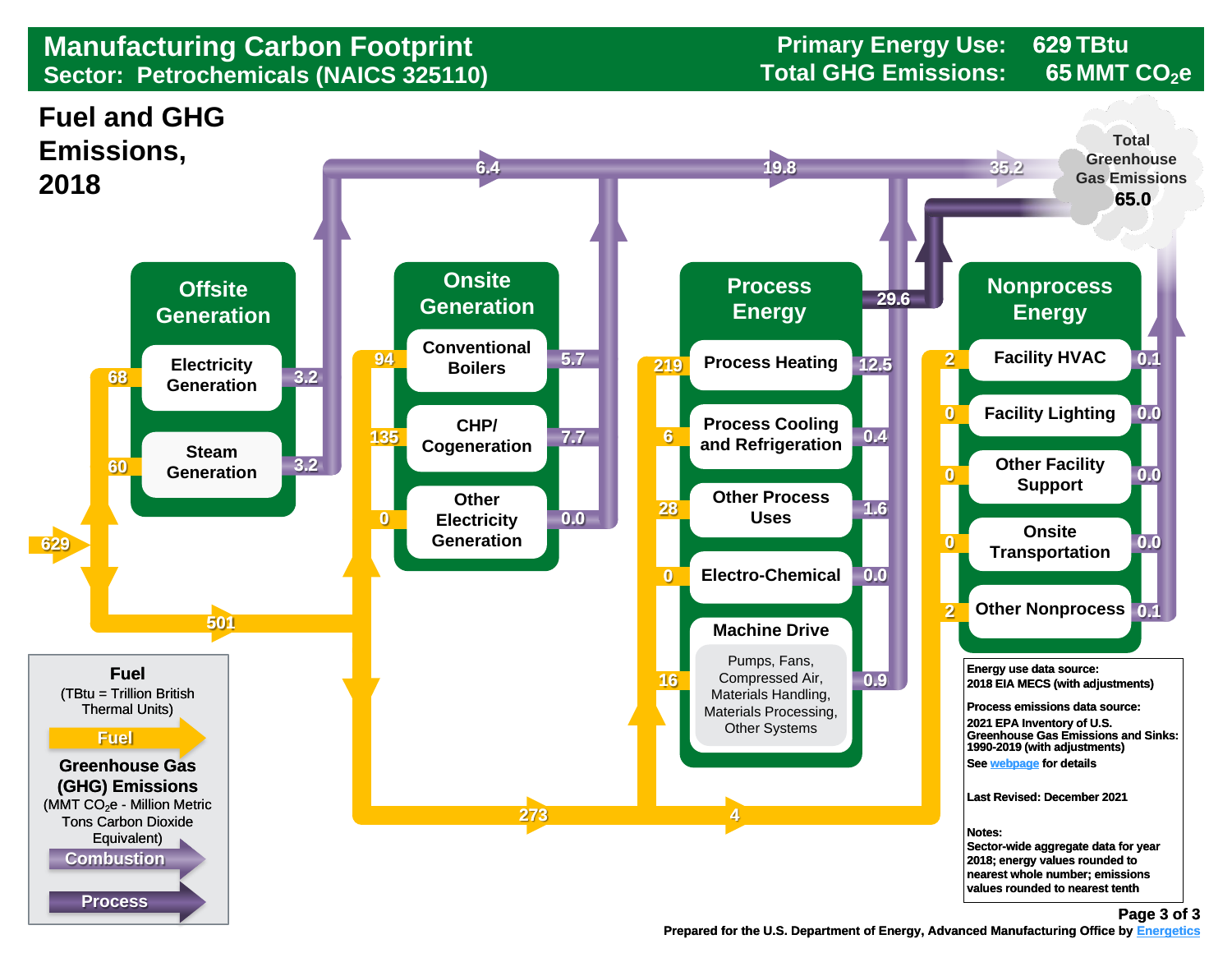# Manufacturing Carbon Footprint

**Sector: Petrochemicals (NAICS 325110)**

**Primary Energy Use: 629 TBtu**

**Total GHG Emissions: 65 MMT $CO_2e$**

## Fuel and GHG Emissions, 2018

629

68

60

501

94

135

0

273

219

6

28

0

16

4

2

0

0

0

2

### Offsite Generation

Electricity Generation 3.2

Steam Generation 3.2

### Onsite Generation

Conventional Boilers 5.7

CHP/ Cogeneration 7.7

Other Electricity Generation 0.0

### Process Energy

29.6

Process Heating 12.5

Process Cooling and Refrigeration 0.4

Other Process Uses 1.6

Electro-Chemical 0.0

Machine Drive 0.9

Pumps, Fans, Compressed Air, Materials Handling, Materials Processing, Other Systems

### Nonprocess Energy

Facility HVAC 0.1

Facility Lighting 0.0

Other Facility Support 0.0

Onsite Transportation 0.0

Other Nonprocess 0.1

6.4

19.8

35.2

Total Greenhouse Gas Emissions 65.0

**Fuel**

(TBtu = Trillion British Thermal Units)

Fuel

**Greenhouse Gas (GHG) Emissions**

(MMT $CO_2e$ - Million Metric Tons Carbon Dioxide Equivalent)

Combustion

Process

**Energy use data source:**
**2018 EIA MECS (with adjustments)**

**Process emissions data source:**
**2021 EPA Inventory of U.S. Greenhouse Gas Emissions and Sinks: 1990-2019 (with adjustments)**

**See webpage for details**

**Last Revised: December 2021**

**Notes:**
**Sector-wide aggregate data for year 2018; energy values rounded to nearest whole number; emissions values rounded to nearest tenth**

**Prepared for the U.S. Department of Energy, Advanced Manufacturing Office by Energetics**